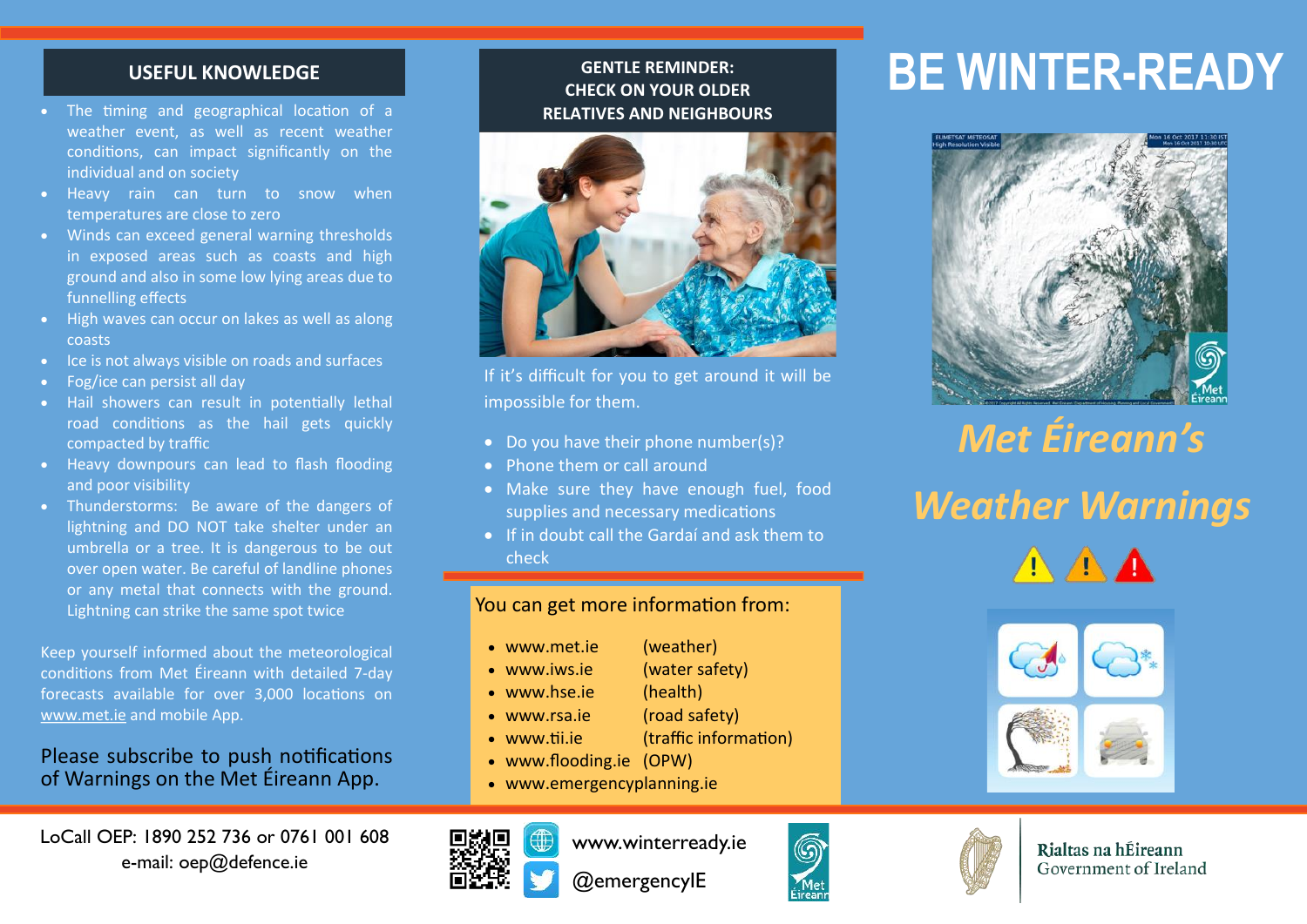# BE WINTER-READY

## *Met Éireann's Weather Warnings*

## USEFUL KNOWLEDGE

- The timing and geographical location of a weather event, as well as recent weather conditions, can impact significantly on the individual and on society
- Heavy rain can turn to snow when temperatures are close to zero
- Winds can exceed general warning thresholds in exposed areas such as coasts and high ground and also in some low lying areas due to funnelling effects
- High waves can occur on lakes as well as along coasts
- Ice is not always visible on roads and surfaces
- Fog/ice can persist all day
- Hail showers can result in potentially lethal road conditions as the hail gets quickly compacted by traffic
- Heavy downpours can lead to flash flooding and poor visibility
- Thunderstorms: Be aware of the dangers of lightning and DO NOT take shelter under an umbrella or a tree. It is dangerous to be out over open water. Be careful of landline phones or any metal that connects with the ground. Lightning can strike the same spot twice

Keep yourself informed about the meteorological conditions from Met Éireann with detailed 7-day forecasts available for over 3,000 locations on www.met.ie and mobile App.

Please subscribe to push notifications of Warnings on the Met Éireann App.

## GENTLE REMINDER: CHECK ON YOUR OLDER RELATIVES AND NEIGHBOURS

If it's difficult for you to get around it will be impossible for them.

- Do you have their phone number(s)?
- Phone them or call around
- Make sure they have enough fuel, food supplies and necessary medications
- If in doubt call the Gardaí and ask them to check

### You can get more information from:

- www.met.ie (weather)
- www.iws.ie (water safety)
- www.hse.ie (health)
- www.rsa.ie (road safety)
- www.tii.ie (traffic information)
- www.flooding.ie (OPW)
- www.emergencyplanning.ie

LoCall OEP: 1890 252 736 or 0761 001 608
e-mail: oep@defence.ie

www.winterready.ie
@emergencyIE

Rialtas na hÉireann
Government of Ireland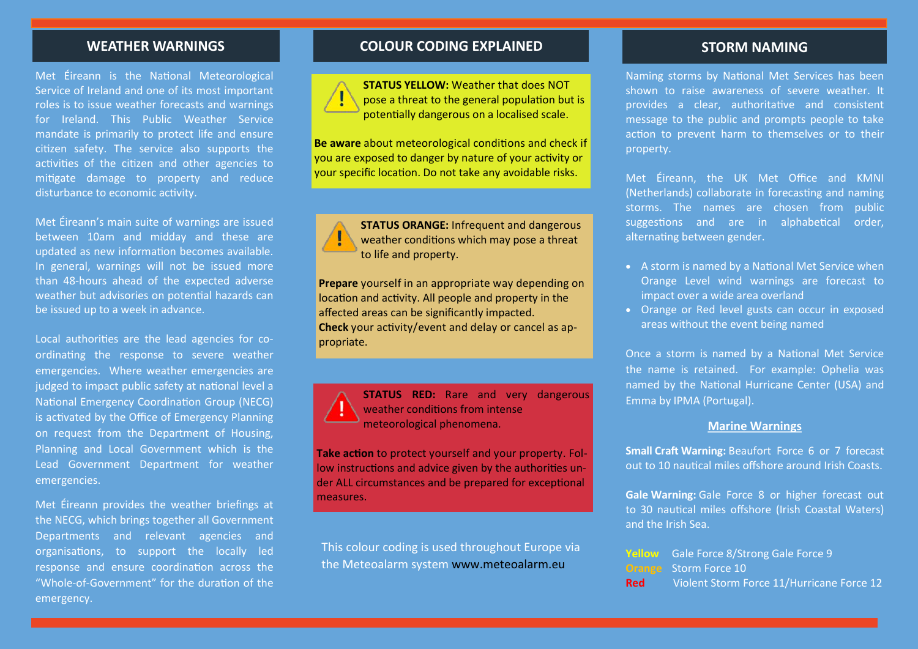## WEATHER WARNINGS

Met Éireann is the National Meteorological Service of Ireland and one of its most important roles is to issue weather forecasts and warnings for Ireland. This Public Weather Service mandate is primarily to protect life and ensure citizen safety. The service also supports the activities of the citizen and other agencies to mitigate damage to property and reduce disturbance to economic activity.

Met Éireann's main suite of warnings are issued between 10am and midday and these are updated as new information becomes available. In general, warnings will not be issued more than 48-hours ahead of the expected adverse weather but advisories on potential hazards can be issued up to a week in advance.

Local authorities are the lead agencies for co-ordinating the response to severe weather emergencies. Where weather emergencies are judged to impact public safety at national level a National Emergency Coordination Group (NECG) is activated by the Office of Emergency Planning on request from the Department of Housing, Planning and Local Government which is the Lead Government Department for weather emergencies.

Met Éireann provides the weather briefings at the NECG, which brings together all Government Departments and relevant agencies and organisations, to support the locally led response and ensure coordination across the "Whole-of-Government" for the duration of the emergency.

## COLOUR CODING EXPLAINED

**STATUS YELLOW:** Weather that does NOT pose a threat to the general population but is potentially dangerous on a localised scale.

**Be aware** about meteorological conditions and check if you are exposed to danger by nature of your activity or your specific location. Do not take any avoidable risks.

**STATUS ORANGE:** Infrequent and dangerous weather conditions which may pose a threat to life and property.

**Prepare** yourself in an appropriate way depending on location and activity. All people and property in the affected areas can be significantly impacted.
**Check** your activity/event and delay or cancel as appropriate.

**STATUS RED:** Rare and very dangerous weather conditions from intense meteorological phenomena.

**Take action** to protect yourself and your property. Follow instructions and advice given by the authorities under ALL circumstances and be prepared for exceptional measures.

This colour coding is used throughout Europe via the Meteoalarm system www.meteoalarm.eu

## STORM NAMING

Naming storms by National Met Services has been shown to raise awareness of severe weather. It provides a clear, authoritative and consistent message to the public and prompts people to take action to prevent harm to themselves or to their property.

Met Éireann, the UK Met Office and KMNI (Netherlands) collaborate in forecasting and naming storms. The names are chosen from public suggestions and are in alphabetical order, alternating between gender.

- A storm is named by a National Met Service when Orange Level wind warnings are forecast to impact over a wide area overland
- Orange or Red level gusts can occur in exposed areas without the event being named

Once a storm is named by a National Met Service the name is retained. For example: Ophelia was named by the National Hurricane Center (USA) and Emma by IPMA (Portugal).

### Marine Warnings

**Small Craft Warning:** Beaufort Force 6 or 7 forecast out to 10 nautical miles offshore around Irish Coasts.

**Gale Warning:** Gale Force 8 or higher forecast out to 30 nautical miles offshore (Irish Coastal Waters) and the Irish Sea.

**Yellow** Gale Force 8/Strong Gale Force 9
**Orange** Storm Force 10
**Red** Violent Storm Force 11/Hurricane Force 12